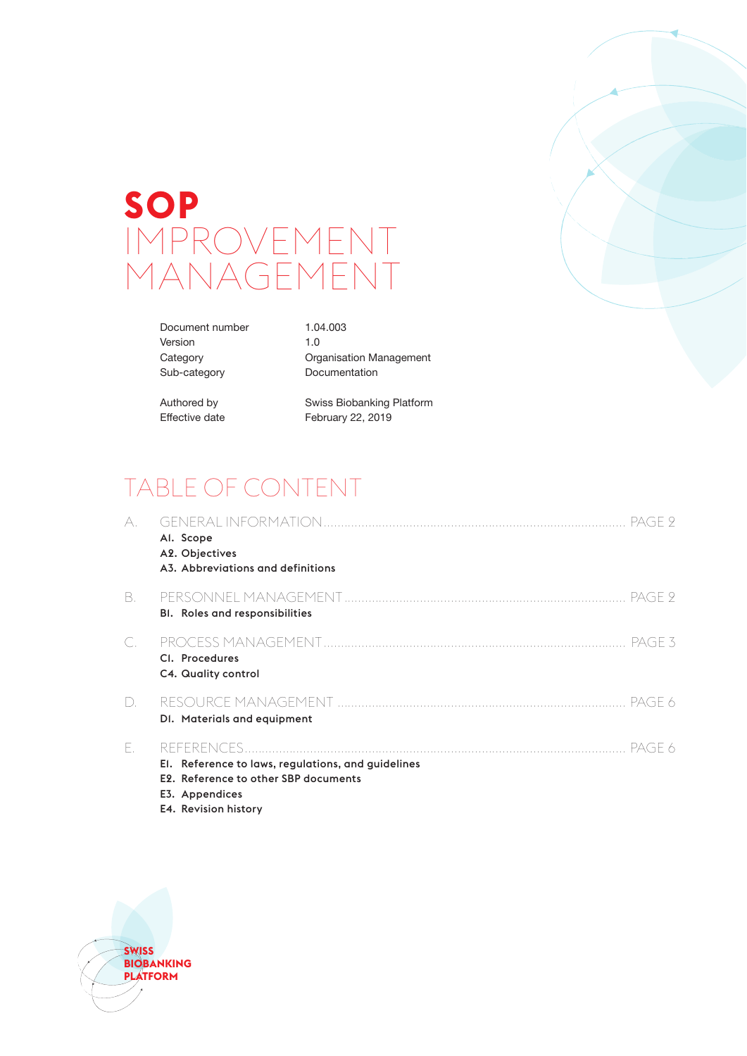# SOP IMPROVEMENT MANAGEMENT

| | |
|---|---|
| Document number | 1.04.003 |
| Version | 1.0 |
| Category | Organisation Management |
| Sub-category | Documentation |
| Authored by | Swiss Biobanking Platform |
| Effective date | February 22, 2019 |

## TABLE OF CONTENT

A. GENERAL INFORMATION ........ PAGE 2
- **A1. Scope**
- **A2. Objectives**
- **A3. Abbreviations and definitions**

B. PERSONNEL MANAGEMENT ........ PAGE 2
- **B1. Roles and responsibilities**

C. PROCESS MANAGEMENT ........ PAGE 3
- **C1. Procedures**
- **C4. Quality control**

D. RESOURCE MANAGEMENT ........ PAGE 6
- **D1. Materials and equipment**

E. REFERENCES ........ PAGE 6
- **E1. Reference to laws, regulations, and guidelines**
- **E2. Reference to other SBP documents**
- **E3. Appendices**
- **E4. Revision history**

SWISS BIOBANKING PLATFORM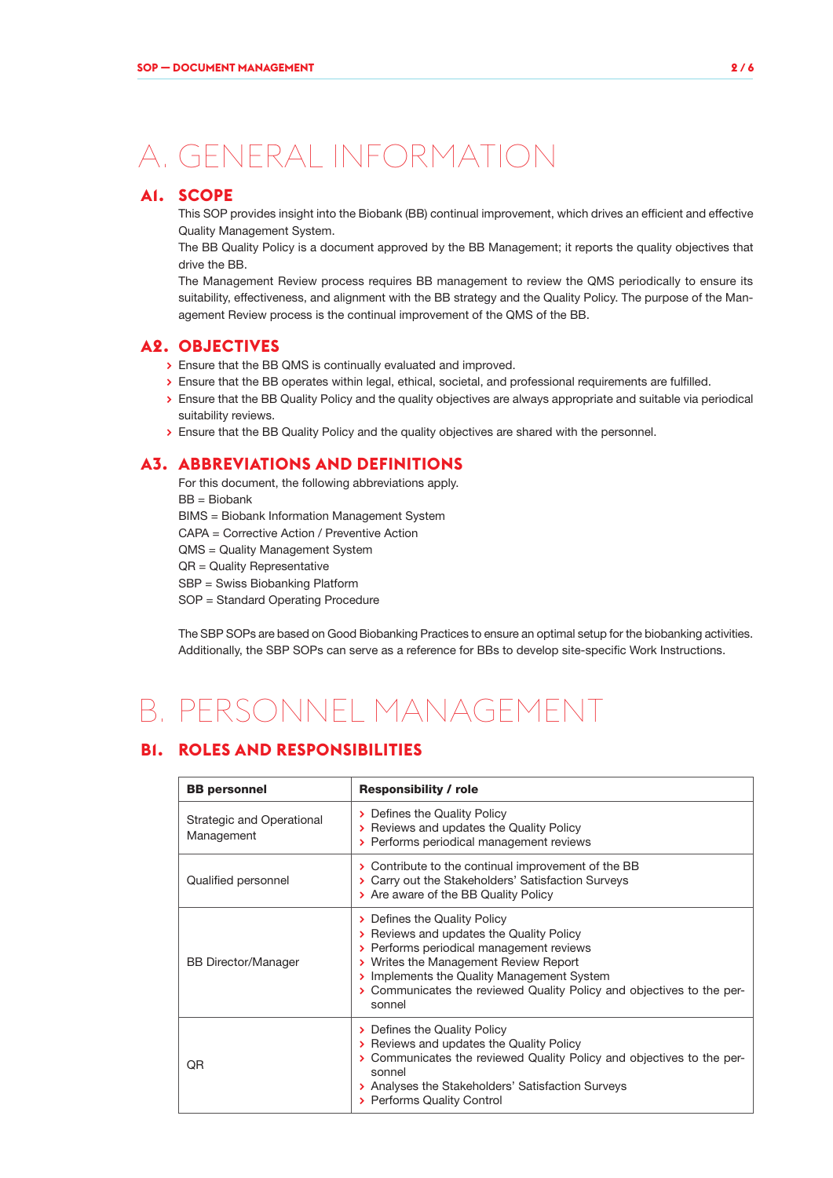# A. GENERAL INFORMATION

## A1. SCOPE

This SOP provides insight into the Biobank (BB) continual improvement, which drives an efficient and effective Quality Management System.

The BB Quality Policy is a document approved by the BB Management; it reports the quality objectives that drive the BB.

The Management Review process requires BB management to review the QMS periodically to ensure its suitability, effectiveness, and alignment with the BB strategy and the Quality Policy. The purpose of the Management Review process is the continual improvement of the QMS of the BB.

## A2. OBJECTIVES

- Ensure that the BB QMS is continually evaluated and improved.
- Ensure that the BB operates within legal, ethical, societal, and professional requirements are fulfilled.
- Ensure that the BB Quality Policy and the quality objectives are always appropriate and suitable via periodical suitability reviews.
- Ensure that the BB Quality Policy and the quality objectives are shared with the personnel.

## A3. ABBREVIATIONS AND DEFINITIONS

For this document, the following abbreviations apply.

BB = Biobank
BIMS = Biobank Information Management System
CAPA = Corrective Action / Preventive Action
QMS = Quality Management System
QR = Quality Representative
SBP = Swiss Biobanking Platform
SOP = Standard Operating Procedure

The SBP SOPs are based on Good Biobanking Practices to ensure an optimal setup for the biobanking activities. Additionally, the SBP SOPs can serve as a reference for BBs to develop site-specific Work Instructions.

# B. PERSONNEL MANAGEMENT

## B1. ROLES AND RESPONSIBILITIES

| BB personnel | Responsibility / role |
|---|---|
| Strategic and Operational Management | › Defines the Quality Policy<br>› Reviews and updates the Quality Policy<br>› Performs periodical management reviews |
| Qualified personnel | › Contribute to the continual improvement of the BB<br>› Carry out the Stakeholders' Satisfaction Surveys<br>› Are aware of the BB Quality Policy |
| BB Director/Manager | › Defines the Quality Policy<br>› Reviews and updates the Quality Policy<br>› Performs periodical management reviews<br>› Writes the Management Review Report<br>› Implements the Quality Management System<br>› Communicates the reviewed Quality Policy and objectives to the personnel |
| QR | › Defines the Quality Policy<br>› Reviews and updates the Quality Policy<br>› Communicates the reviewed Quality Policy and objectives to the personnel<br>› Analyses the Stakeholders' Satisfaction Surveys<br>› Performs Quality Control |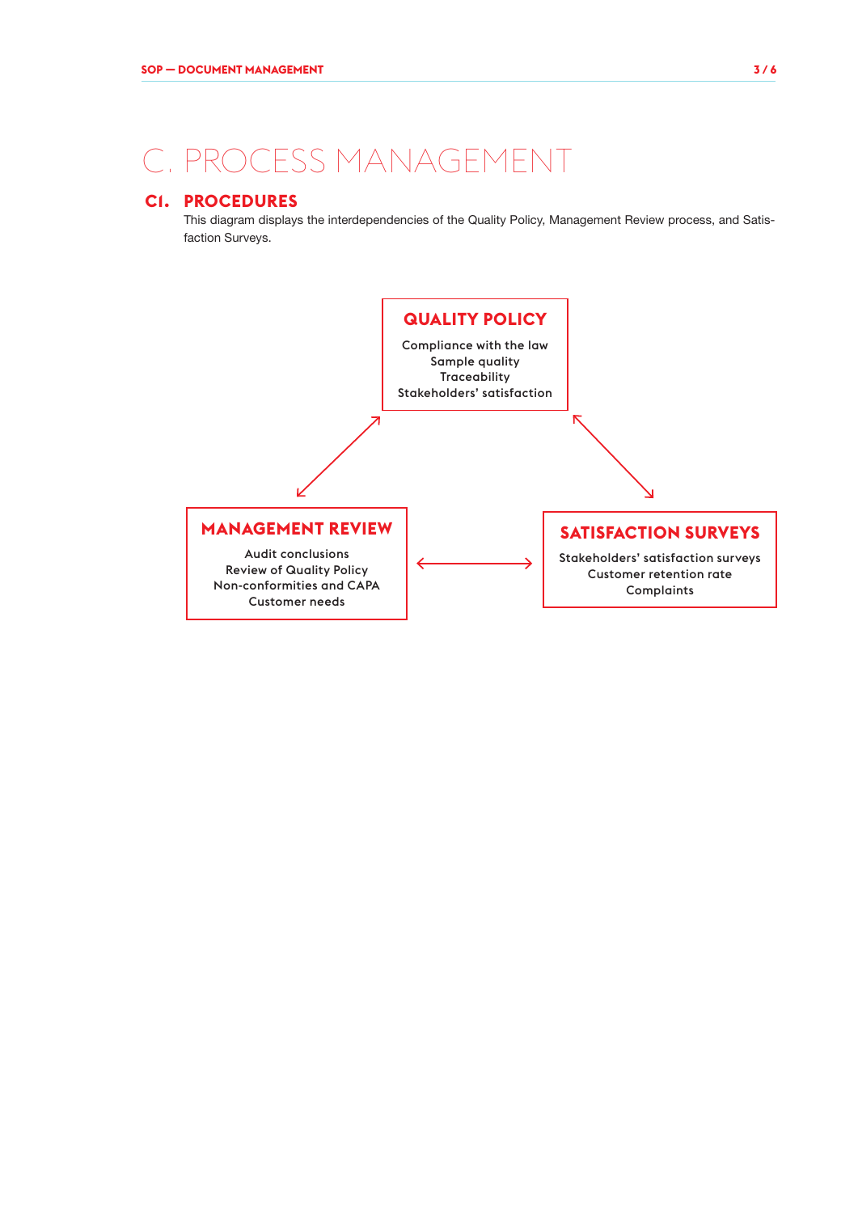# C. PROCESS MANAGEMENT

## C1. PROCEDURES

This diagram displays the interdependencies of the Quality Policy, Management Review process, and Satisfaction Surveys.

**QUALITY POLICY**

Compliance with the law
Sample quality
Traceability
Stakeholders' satisfaction

**MANAGEMENT REVIEW**

Audit conclusions
Review of Quality Policy
Non-conformities and CAPA
Customer needs

**SATISFACTION SURVEYS**

Stakeholders' satisfaction surveys
Customer retention rate
Complaints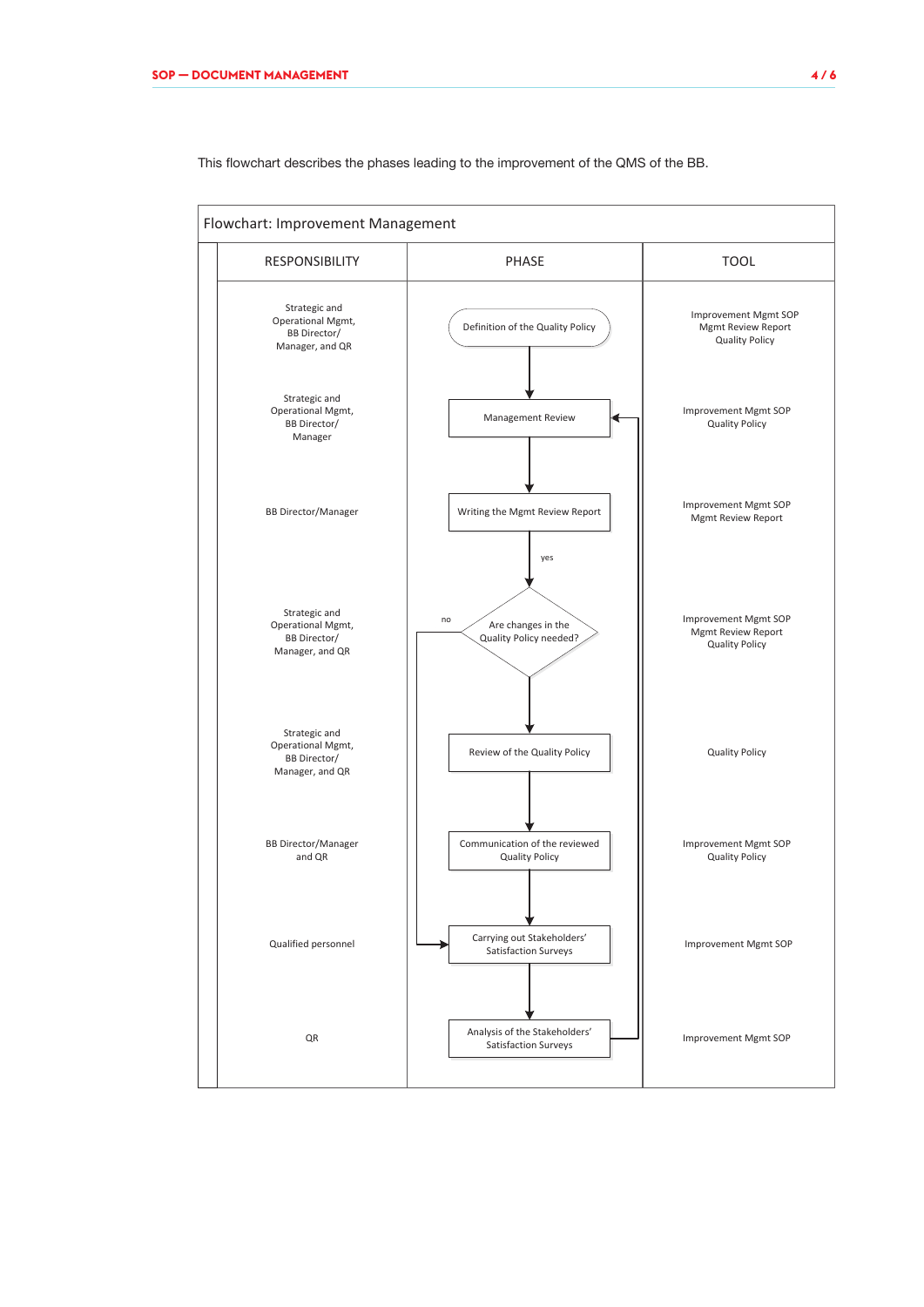This flowchart describes the phases leading to the improvement of the QMS of the BB.

**Flowchart: Improvement Management**

| RESPONSIBILITY | PHASE | TOOL |
|---|---|---|
| Strategic and Operational Mgmt, BB Director/ Manager, and QR | Definition of the Quality Policy | Improvement Mgmt SOP<br>Mgmt Review Report<br>Quality Policy |
| Strategic and Operational Mgmt, BB Director/ Manager | Management Review | Improvement Mgmt SOP<br>Quality Policy |
| BB Director/Manager | Writing the Mgmt Review Report | Improvement Mgmt SOP<br>Mgmt Review Report |
| Strategic and Operational Mgmt, BB Director/ Manager, and QR | Are changes in the Quality Policy needed? (yes → Review of the Quality Policy; no → Carrying out Stakeholders' Satisfaction Surveys) | Improvement Mgmt SOP<br>Mgmt Review Report<br>Quality Policy |
| Strategic and Operational Mgmt, BB Director/ Manager, and QR | Review of the Quality Policy | Quality Policy |
| BB Director/Manager and QR | Communication of the reviewed Quality Policy | Improvement Mgmt SOP<br>Quality Policy |
| Qualified personnel | Carrying out Stakeholders' Satisfaction Surveys | Improvement Mgmt SOP |
| QR | Analysis of the Stakeholders' Satisfaction Surveys (→ Management Review) | Improvement Mgmt SOP |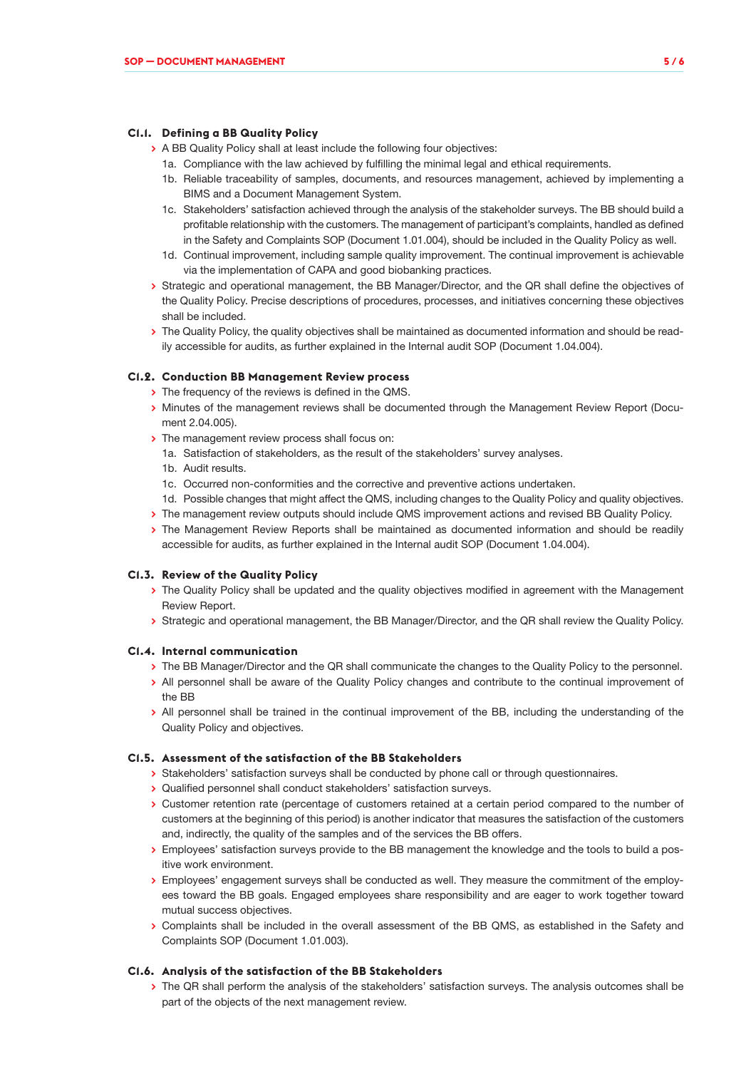### C1.1. Defining a BB Quality Policy

- A BB Quality Policy shall at least include the following four objectives:
  - 1a. Compliance with the law achieved by fulfilling the minimal legal and ethical requirements.
  - 1b. Reliable traceability of samples, documents, and resources management, achieved by implementing a BIMS and a Document Management System.
  - 1c. Stakeholders' satisfaction achieved through the analysis of the stakeholder surveys. The BB should build a profitable relationship with the customers. The management of participant's complaints, handled as defined in the Safety and Complaints SOP (Document 1.01.004), should be included in the Quality Policy as well.
  - 1d. Continual improvement, including sample quality improvement. The continual improvement is achievable via the implementation of CAPA and good biobanking practices.
- Strategic and operational management, the BB Manager/Director, and the QR shall define the objectives of the Quality Policy. Precise descriptions of procedures, processes, and initiatives concerning these objectives shall be included.
- The Quality Policy, the quality objectives shall be maintained as documented information and should be readily accessible for audits, as further explained in the Internal audit SOP (Document 1.04.004).

### C1.2. Conduction BB Management Review process

- The frequency of the reviews is defined in the QMS.
- Minutes of the management reviews shall be documented through the Management Review Report (Document 2.04.005).
- The management review process shall focus on:
  - 1a. Satisfaction of stakeholders, as the result of the stakeholders' survey analyses.
  - 1b. Audit results.
  - 1c. Occurred non-conformities and the corrective and preventive actions undertaken.
  - 1d. Possible changes that might affect the QMS, including changes to the Quality Policy and quality objectives.
- The management review outputs should include QMS improvement actions and revised BB Quality Policy.
- The Management Review Reports shall be maintained as documented information and should be readily accessible for audits, as further explained in the Internal audit SOP (Document 1.04.004).

### C1.3. Review of the Quality Policy

- The Quality Policy shall be updated and the quality objectives modified in agreement with the Management Review Report.
- Strategic and operational management, the BB Manager/Director, and the QR shall review the Quality Policy.

### C1.4. Internal communication

- The BB Manager/Director and the QR shall communicate the changes to the Quality Policy to the personnel.
- All personnel shall be aware of the Quality Policy changes and contribute to the continual improvement of the BB
- All personnel shall be trained in the continual improvement of the BB, including the understanding of the Quality Policy and objectives.

### C1.5. Assessment of the satisfaction of the BB Stakeholders

- Stakeholders' satisfaction surveys shall be conducted by phone call or through questionnaires.
- Qualified personnel shall conduct stakeholders' satisfaction surveys.
- Customer retention rate (percentage of customers retained at a certain period compared to the number of customers at the beginning of this period) is another indicator that measures the satisfaction of the customers and, indirectly, the quality of the samples and of the services the BB offers.
- Employees' satisfaction surveys provide to the BB management the knowledge and the tools to build a positive work environment.
- Employees' engagement surveys shall be conducted as well. They measure the commitment of the employees toward the BB goals. Engaged employees share responsibility and are eager to work together toward mutual success objectives.
- Complaints shall be included in the overall assessment of the BB QMS, as established in the Safety and Complaints SOP (Document 1.01.003).

### C1.6. Analysis of the satisfaction of the BB Stakeholders

- The QR shall perform the analysis of the stakeholders' satisfaction surveys. The analysis outcomes shall be part of the objects of the next management review.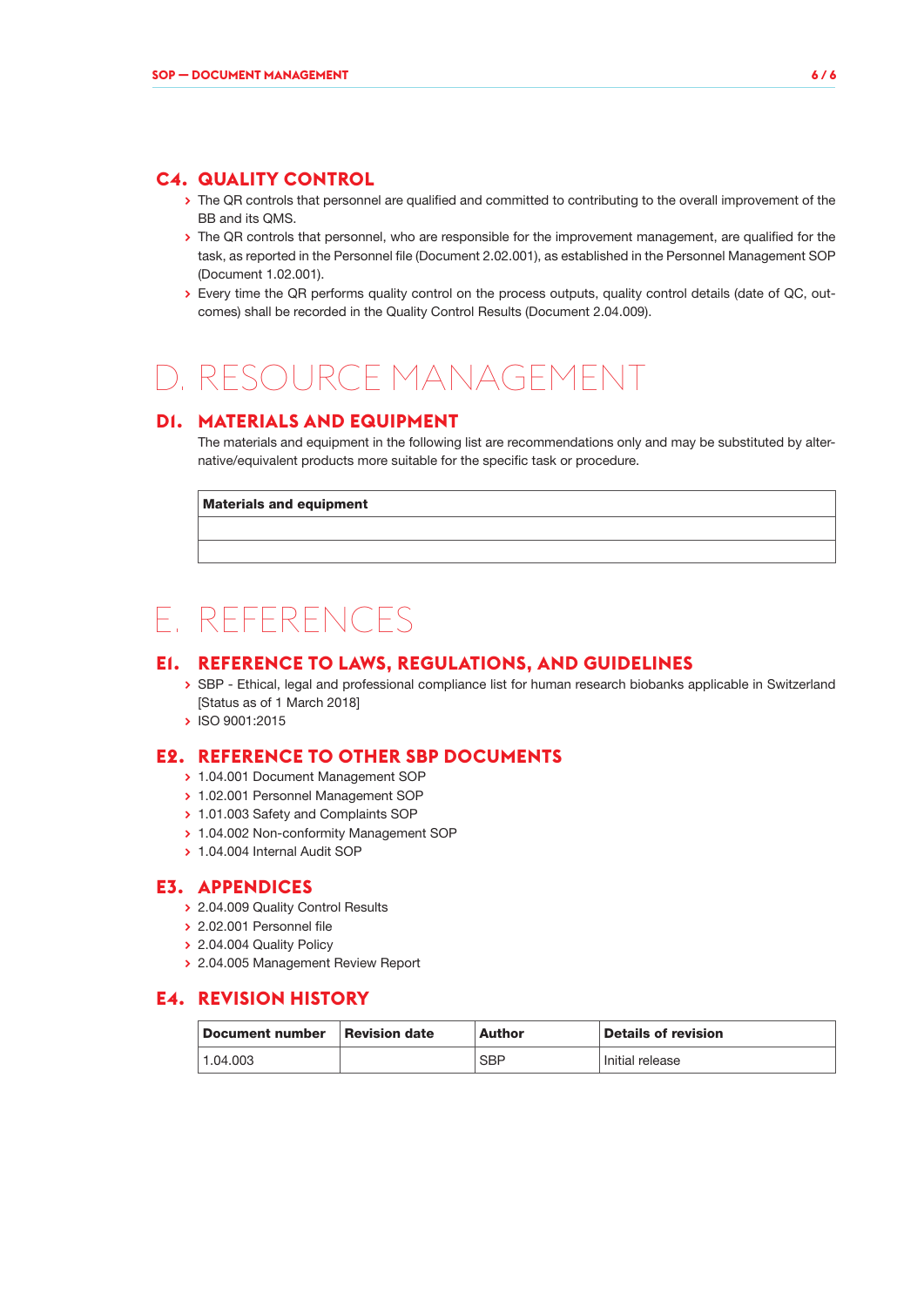### C4. QUALITY CONTROL

- The QR controls that personnel are qualified and committed to contributing to the overall improvement of the BB and its QMS.
- The QR controls that personnel, who are responsible for the improvement management, are qualified for the task, as reported in the Personnel file (Document 2.02.001), as established in the Personnel Management SOP (Document 1.02.001).
- Every time the QR performs quality control on the process outputs, quality control details (date of QC, outcomes) shall be recorded in the Quality Control Results (Document 2.04.009).

## D. RESOURCE MANAGEMENT

### D1. MATERIALS AND EQUIPMENT

The materials and equipment in the following list are recommendations only and may be substituted by alternative/equivalent products more suitable for the specific task or procedure.

| Materials and equipment |
|---|
| |
| |

## E. REFERENCES

### E1. REFERENCE TO LAWS, REGULATIONS, AND GUIDELINES

- SBP - Ethical, legal and professional compliance list for human research biobanks applicable in Switzerland [Status as of 1 March 2018]
- ISO 9001:2015

### E2. REFERENCE TO OTHER SBP DOCUMENTS

- 1.04.001 Document Management SOP
- 1.02.001 Personnel Management SOP
- 1.01.003 Safety and Complaints SOP
- 1.04.002 Non-conformity Management SOP
- 1.04.004 Internal Audit SOP

### E3. APPENDICES

- 2.04.009 Quality Control Results
- 2.02.001 Personnel file
- 2.04.004 Quality Policy
- 2.04.005 Management Review Report

### E4. REVISION HISTORY

| Document number | Revision date | Author | Details of revision |
|---|---|---|---|
| 1.04.003 | | SBP | Initial release |